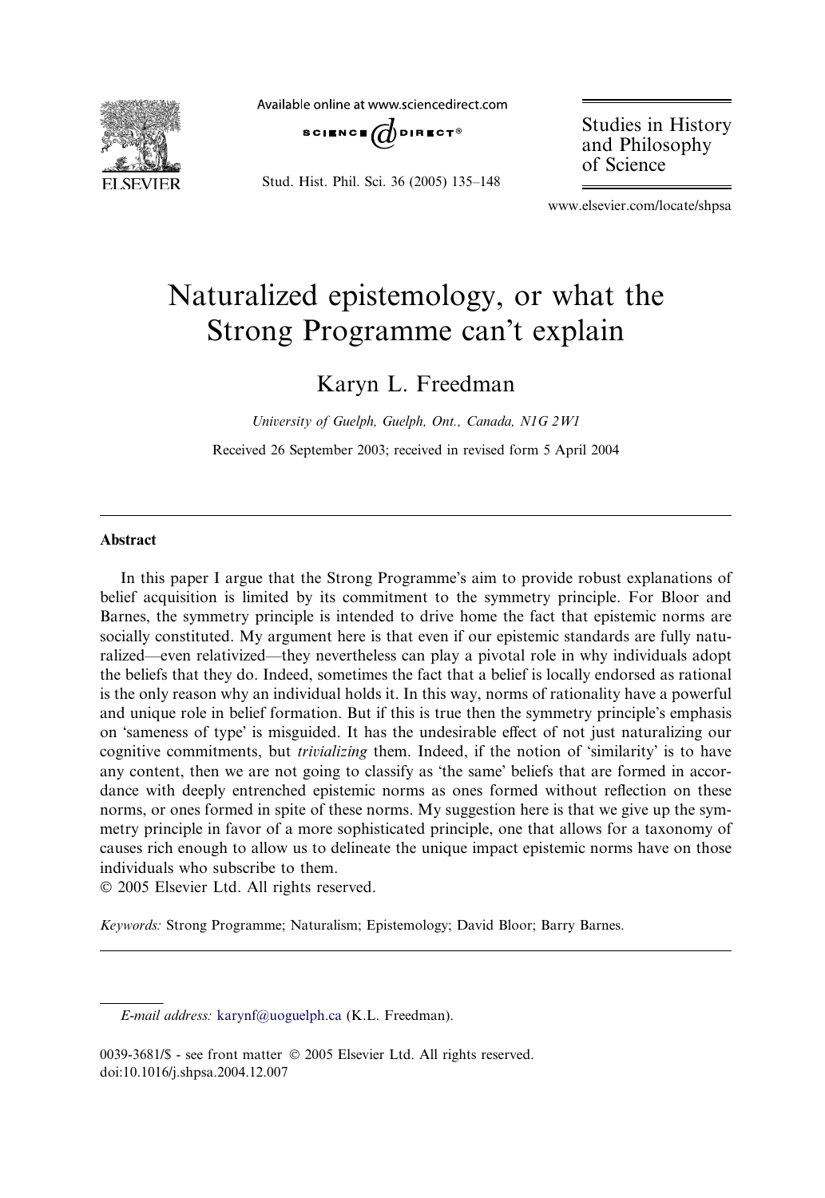# Naturalized epistemology, or what the Strong Programme can't explain

Karyn L. Freedman

*University of Guelph, Guelph, Ont., Canada, N1G 2W1*

Received 26 September 2003; received in revised form 5 April 2004

## Abstract

In this paper I argue that the Strong Programme's aim to provide robust explanations of belief acquisition is limited by its commitment to the symmetry principle. For Bloor and Barnes, the symmetry principle is intended to drive home the fact that epistemic norms are socially constituted. My argument here is that even if our epistemic standards are fully naturalized—even relativized—they nevertheless can play a pivotal role in why individuals adopt the beliefs that they do. Indeed, sometimes the fact that a belief is locally endorsed as rational is the only reason why an individual holds it. In this way, norms of rationality have a powerful and unique role in belief formation. But if this is true then the symmetry principle's emphasis on 'sameness of type' is misguided. It has the undesirable effect of not just naturalizing our cognitive commitments, but *trivializing* them. Indeed, if the notion of 'similarity' is to have any content, then we are not going to classify as 'the same' beliefs that are formed in accordance with deeply entrenched epistemic norms as ones formed without reflection on these norms, or ones formed in spite of these norms. My suggestion here is that we give up the symmetry principle in favor of a more sophisticated principle, one that allows for a taxonomy of causes rich enough to allow us to delineate the unique impact epistemic norms have on those individuals who subscribe to them.

© 2005 Elsevier Ltd. All rights reserved.

*Keywords:* Strong Programme; Naturalism; Epistemology; David Bloor; Barry Barnes.

---

*E-mail address:* karynf@uoguelph.ca (K.L. Freedman).

0039-3681/$ - see front matter © 2005 Elsevier Ltd. All rights reserved.
doi:10.1016/j.shpsa.2004.12.007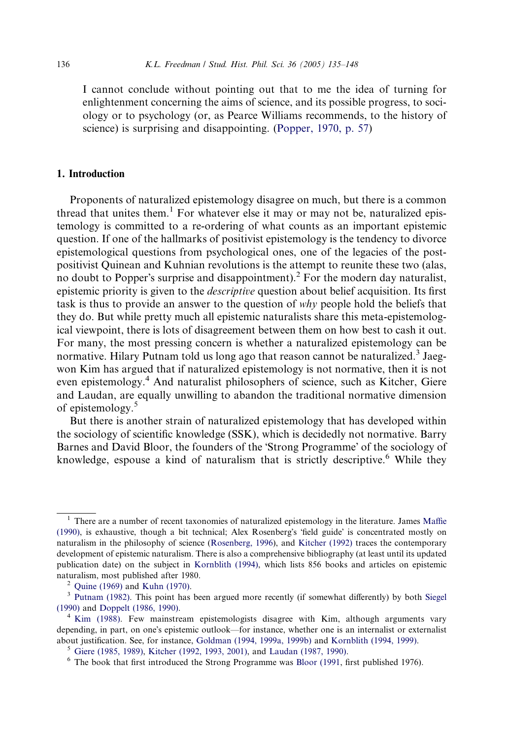I cannot conclude without pointing out that to me the idea of turning for enlightenment concerning the aims of science, and its possible progress, to sociology or to psychology (or, as Pearce Williams recommends, to the history of science) is surprising and disappointing. (Popper, 1970, p. 57)

## 1. Introduction

Proponents of naturalized epistemology disagree on much, but there is a common thread that unites them.[1] For whatever else it may or may not be, naturalized epistemology is committed to a re-ordering of what counts as an important epistemic question. If one of the hallmarks of positivist epistemology is the tendency to divorce epistemological questions from psychological ones, one of the legacies of the post-positivist Quinean and Kuhnian revolutions is the attempt to reunite these two (alas, no doubt to Popper's surprise and disappointment).[2] For the modern day naturalist, epistemic priority is given to the *descriptive* question about belief acquisition. Its first task is thus to provide an answer to the question of *why* people hold the beliefs that they do. But while pretty much all epistemic naturalists share this meta-epistemological viewpoint, there is lots of disagreement between them on how best to cash it out. For many, the most pressing concern is whether a naturalized epistemology can be normative. Hilary Putnam told us long ago that reason cannot be naturalized.[3] Jaegwon Kim has argued that if naturalized epistemology is not normative, then it is not even epistemology.[4] And naturalist philosophers of science, such as Kitcher, Giere and Laudan, are equally unwilling to abandon the traditional normative dimension of epistemology.[5]

But there is another strain of naturalized epistemology that has developed within the sociology of scientific knowledge (SSK), which is decidedly not normative. Barry Barnes and David Bloor, the founders of the 'Strong Programme' of the sociology of knowledge, espouse a kind of naturalism that is strictly descriptive.[6] While they

---

[1] There are a number of recent taxonomies of naturalized epistemology in the literature. James Maffie (1990), is exhaustive, though a bit technical; Alex Rosenberg's 'field guide' is concentrated mostly on naturalism in the philosophy of science (Rosenberg, 1996), and Kitcher (1992) traces the contemporary development of epistemic naturalism. There is also a comprehensive bibliography (at least until its updated publication date) on the subject in Kornblith (1994), which lists 856 books and articles on epistemic naturalism, most published after 1980.

[2] Quine (1969) and Kuhn (1970).

[3] Putnam (1982). This point has been argued more recently (if somewhat differently) by both Siegel (1990) and Doppelt (1986, 1990).

[4] Kim (1988). Few mainstream epistemologists disagree with Kim, although arguments vary depending, in part, on one's epistemic outlook—for instance, whether one is an internalist or externalist about justification. See, for instance, Goldman (1994, 1999a, 1999b) and Kornblith (1994, 1999).

[5] Giere (1985, 1989), Kitcher (1992, 1993, 2001), and Laudan (1987, 1990).

[6] The book that first introduced the Strong Programme was Bloor (1991, first published 1976).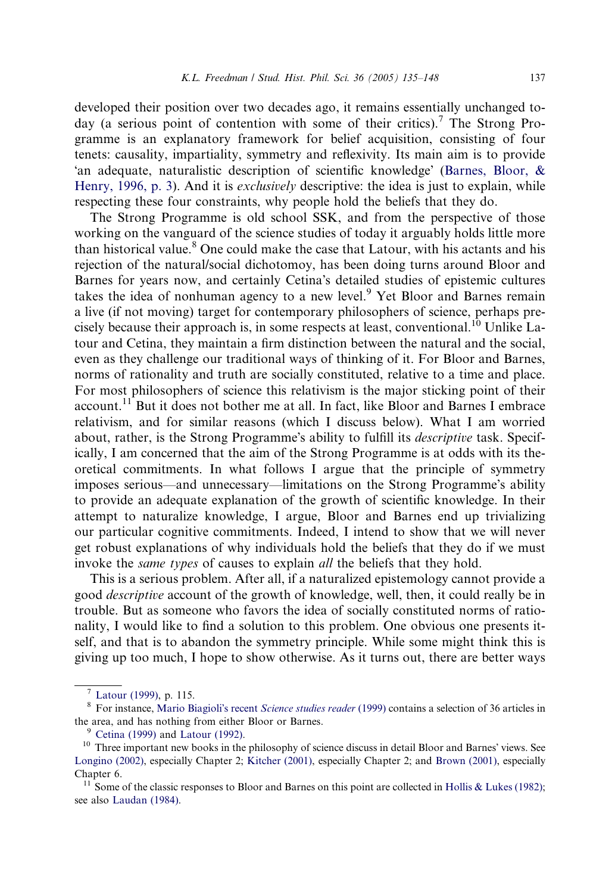developed their position over two decades ago, it remains essentially unchanged today (a serious point of contention with some of their critics).[7] The Strong Programme is an explanatory framework for belief acquisition, consisting of four tenets: causality, impartiality, symmetry and reflexivity. Its main aim is to provide 'an adequate, naturalistic description of scientific knowledge' (Barnes, Bloor, & Henry, 1996, p. 3). And it is *exclusively* descriptive: the idea is just to explain, while respecting these four constraints, why people hold the beliefs that they do.

The Strong Programme is old school SSK, and from the perspective of those working on the vanguard of the science studies of today it arguably holds little more than historical value.[8] One could make the case that Latour, with his actants and his rejection of the natural/social dichotomy, has been doing turns around Bloor and Barnes for years now, and certainly Cetina's detailed studies of epistemic cultures takes the idea of nonhuman agency to a new level.[9] Yet Bloor and Barnes remain a live (if not moving) target for contemporary philosophers of science, perhaps precisely because their approach is, in some respects at least, conventional.[10] Unlike Latour and Cetina, they maintain a firm distinction between the natural and the social, even as they challenge our traditional ways of thinking of it. For Bloor and Barnes, norms of rationality and truth are socially constituted, relative to a time and place. For most philosophers of science this relativism is the major sticking point of their account.[11] But it does not bother me at all. In fact, like Bloor and Barnes I embrace relativism, and for similar reasons (which I discuss below). What I am worried about, rather, is the Strong Programme's ability to fulfill its *descriptive* task. Specifically, I am concerned that the aim of the Strong Programme is at odds with its theoretical commitments. In what follows I argue that the principle of symmetry imposes serious—and unnecessary—limitations on the Strong Programme's ability to provide an adequate explanation of the growth of scientific knowledge. In their attempt to naturalize knowledge, I argue, Bloor and Barnes end up trivializing our particular cognitive commitments. Indeed, I intend to show that we will never get robust explanations of why individuals hold the beliefs that they do if we must invoke the *same types* of causes to explain *all* the beliefs that they hold.

This is a serious problem. After all, if a naturalized epistemology cannot provide a good *descriptive* account of the growth of knowledge, well, then, it could really be in trouble. But as someone who favors the idea of socially constituted norms of rationality, I would like to find a solution to this problem. One obvious one presents itself, and that is to abandon the symmetry principle. While some might think this is giving up too much, I hope to show otherwise. As it turns out, there are better ways

[7] Latour (1999), p. 115.

[8] For instance, Mario Biagioli's recent *Science studies reader* (1999) contains a selection of 36 articles in the area, and has nothing from either Bloor or Barnes.

[9] Cetina (1999) and Latour (1992).

[10] Three important new books in the philosophy of science discuss in detail Bloor and Barnes' views. See Longino (2002), especially Chapter 2; Kitcher (2001), especially Chapter 2; and Brown (2001), especially Chapter 6.

[11] Some of the classic responses to Bloor and Barnes on this point are collected in Hollis & Lukes (1982); see also Laudan (1984).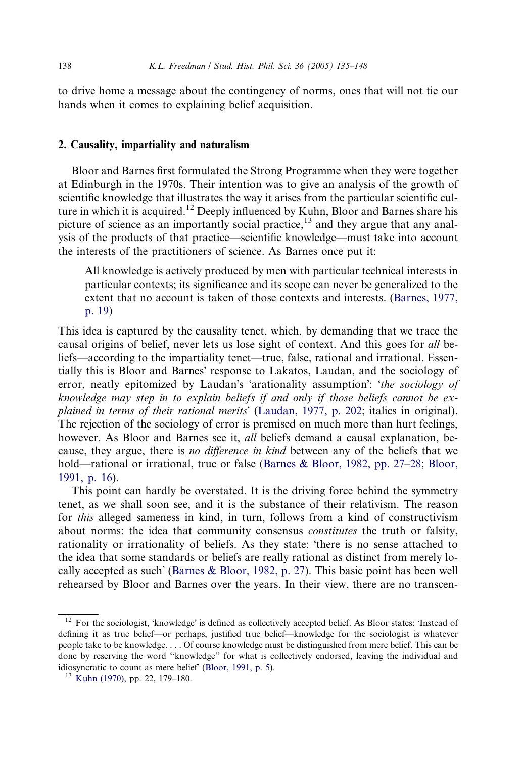to drive home a message about the contingency of norms, ones that will not tie our hands when it comes to explaining belief acquisition.

## 2. Causality, impartiality and naturalism

Bloor and Barnes first formulated the Strong Programme when they were together at Edinburgh in the 1970s. Their intention was to give an analysis of the growth of scientific knowledge that illustrates the way it arises from the particular scientific culture in which it is acquired.[12] Deeply influenced by Kuhn, Bloor and Barnes share his picture of science as an importantly social practice,[13] and they argue that any analysis of the products of that practice—scientific knowledge—must take into account the interests of the practitioners of science. As Barnes once put it:

> All knowledge is actively produced by men with particular technical interests in particular contexts; its significance and its scope can never be generalized to the extent that no account is taken of those contexts and interests. (Barnes, 1977, p. 19)

This idea is captured by the causality tenet, which, by demanding that we trace the causal origins of belief, never lets us lose sight of context. And this goes for *all* beliefs—according to the impartiality tenet—true, false, rational and irrational. Essentially this is Bloor and Barnes' response to Lakatos, Laudan, and the sociology of error, neatly epitomized by Laudan's 'arationality assumption': '*the sociology of knowledge may step in to explain beliefs if and only if those beliefs cannot be explained in terms of their rational merits*' (Laudan, 1977, p. 202; italics in original). The rejection of the sociology of error is premised on much more than hurt feelings, however. As Bloor and Barnes see it, *all* beliefs demand a causal explanation, because, they argue, there is *no difference in kind* between any of the beliefs that we hold—rational or irrational, true or false (Barnes & Bloor, 1982, pp. 27–28; Bloor, 1991, p. 16).

This point can hardly be overstated. It is the driving force behind the symmetry tenet, as we shall soon see, and it is the substance of their relativism. The reason for *this* alleged sameness in kind, in turn, follows from a kind of constructivism about norms: the idea that community consensus *constitutes* the truth or falsity, rationality or irrationality of beliefs. As they state: 'there is no sense attached to the idea that some standards or beliefs are really rational as distinct from merely locally accepted as such' (Barnes & Bloor, 1982, p. 27). This basic point has been well rehearsed by Bloor and Barnes over the years. In their view, there are no transcen-

---

[12] For the sociologist, 'knowledge' is defined as collectively accepted belief. As Bloor states: 'Instead of defining it as true belief—or perhaps, justified true belief—knowledge for the sociologist is whatever people take to be knowledge. . . . Of course knowledge must be distinguished from mere belief. This can be done by reserving the word "knowledge" for what is collectively endorsed, leaving the individual and idiosyncratic to count as mere belief' (Bloor, 1991, p. 5).

[13] Kuhn (1970), pp. 22, 179–180.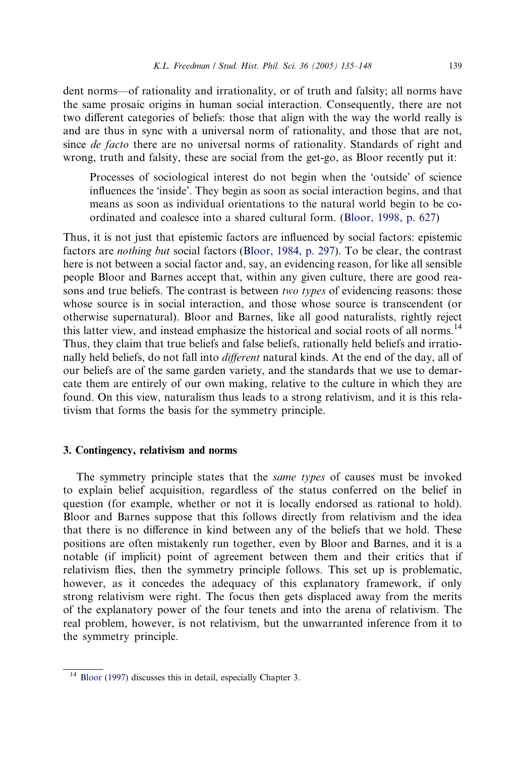dent norms—of rationality and irrationality, or of truth and falsity; all norms have the same prosaic origins in human social interaction. Consequently, there are not two different categories of beliefs: those that align with the way the world really is and are thus in sync with a universal norm of rationality, and those that are not, since *de facto* there are no universal norms of rationality. Standards of right and wrong, truth and falsity, these are social from the get-go, as Bloor recently put it:

> Processes of sociological interest do not begin when the 'outside' of science influences the 'inside'. They begin as soon as social interaction begins, and that means as soon as individual orientations to the natural world begin to be co-ordinated and coalesce into a shared cultural form. (Bloor, 1998, p. 627)

Thus, it is not just that epistemic factors are influenced by social factors: epistemic factors are *nothing but* social factors (Bloor, 1984, p. 297). To be clear, the contrast here is not between a social factor and, say, an evidencing reason, for like all sensible people Bloor and Barnes accept that, within any given culture, there are good reasons and true beliefs. The contrast is between *two types* of evidencing reasons: those whose source is in social interaction, and those whose source is transcendent (or otherwise supernatural). Bloor and Barnes, like all good naturalists, rightly reject this latter view, and instead emphasize the historical and social roots of all norms.[14] Thus, they claim that true beliefs and false beliefs, rationally held beliefs and irrationally held beliefs, do not fall into *different* natural kinds. At the end of the day, all of our beliefs are of the same garden variety, and the standards that we use to demarcate them are entirely of our own making, relative to the culture in which they are found. On this view, naturalism thus leads to a strong relativism, and it is this relativism that forms the basis for the symmetry principle.

## 3. Contingency, relativism and norms

The symmetry principle states that the *same types* of causes must be invoked to explain belief acquisition, regardless of the status conferred on the belief in question (for example, whether or not it is locally endorsed as rational to hold). Bloor and Barnes suppose that this follows directly from relativism and the idea that there is no difference in kind between any of the beliefs that we hold. These positions are often mistakenly run together, even by Bloor and Barnes, and it is a notable (if implicit) point of agreement between them and their critics that if relativism flies, then the symmetry principle follows. This set up is problematic, however, as it concedes the adequacy of this explanatory framework, if only strong relativism were right. The focus then gets displaced away from the merits of the explanatory power of the four tenets and into the arena of relativism. The real problem, however, is not relativism, but the unwarranted inference from it to the symmetry principle.

---

[14] Bloor (1997) discusses this in detail, especially Chapter 3.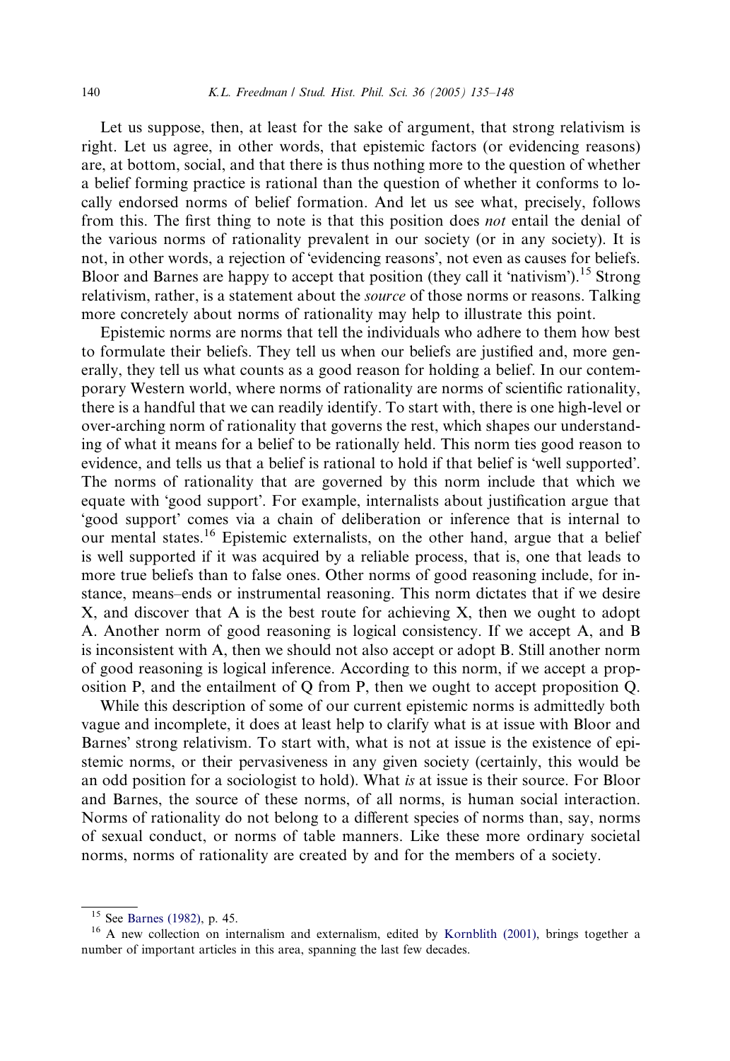Let us suppose, then, at least for the sake of argument, that strong relativism is right. Let us agree, in other words, that epistemic factors (or evidencing reasons) are, at bottom, social, and that there is thus nothing more to the question of whether a belief forming practice is rational than the question of whether it conforms to locally endorsed norms of belief formation. And let us see what, precisely, follows from this. The first thing to note is that this position does *not* entail the denial of the various norms of rationality prevalent in our society (or in any society). It is not, in other words, a rejection of 'evidencing reasons', not even as causes for beliefs. Bloor and Barnes are happy to accept that position (they call it 'nativism').[15] Strong relativism, rather, is a statement about the *source* of those norms or reasons. Talking more concretely about norms of rationality may help to illustrate this point.

Epistemic norms are norms that tell the individuals who adhere to them how best to formulate their beliefs. They tell us when our beliefs are justified and, more generally, they tell us what counts as a good reason for holding a belief. In our contemporary Western world, where norms of rationality are norms of scientific rationality, there is a handful that we can readily identify. To start with, there is one high-level or over-arching norm of rationality that governs the rest, which shapes our understanding of what it means for a belief to be rationally held. This norm ties good reason to evidence, and tells us that a belief is rational to hold if that belief is 'well supported'. The norms of rationality that are governed by this norm include that which we equate with 'good support'. For example, internalists about justification argue that 'good support' comes via a chain of deliberation or inference that is internal to our mental states.[16] Epistemic externalists, on the other hand, argue that a belief is well supported if it was acquired by a reliable process, that is, one that leads to more true beliefs than to false ones. Other norms of good reasoning include, for instance, means–ends or instrumental reasoning. This norm dictates that if we desire X, and discover that A is the best route for achieving X, then we ought to adopt A. Another norm of good reasoning is logical consistency. If we accept A, and B is inconsistent with A, then we should not also accept or adopt B. Still another norm of good reasoning is logical inference. According to this norm, if we accept a proposition P, and the entailment of Q from P, then we ought to accept proposition Q.

While this description of some of our current epistemic norms is admittedly both vague and incomplete, it does at least help to clarify what is at issue with Bloor and Barnes' strong relativism. To start with, what is not at issue is the existence of epistemic norms, or their pervasiveness in any given society (certainly, this would be an odd position for a sociologist to hold). What *is* at issue is their source. For Bloor and Barnes, the source of these norms, of all norms, is human social interaction. Norms of rationality do not belong to a different species of norms than, say, norms of sexual conduct, or norms of table manners. Like these more ordinary societal norms, norms of rationality are created by and for the members of a society.

[15] See Barnes (1982), p. 45.

[16] A new collection on internalism and externalism, edited by Kornblith (2001), brings together a number of important articles in this area, spanning the last few decades.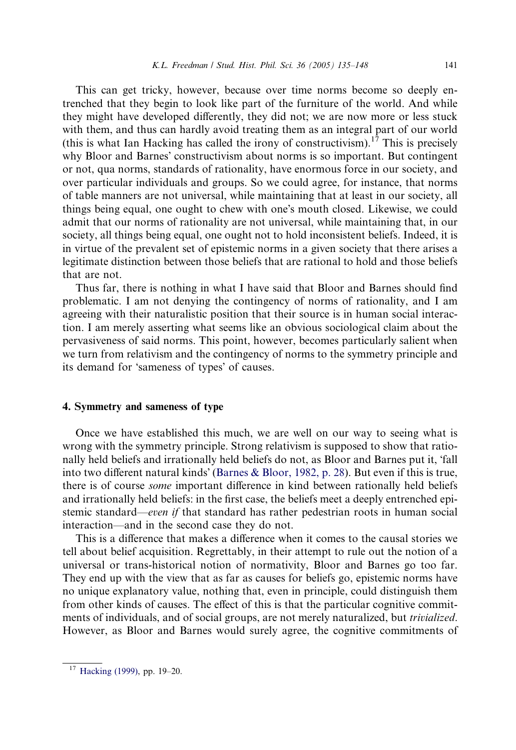This can get tricky, however, because over time norms become so deeply entrenched that they begin to look like part of the furniture of the world. And while they might have developed differently, they did not; we are now more or less stuck with them, and thus can hardly avoid treating them as an integral part of our world (this is what Ian Hacking has called the irony of constructivism).[17] This is precisely why Bloor and Barnes' constructivism about norms is so important. But contingent or not, qua norms, standards of rationality, have enormous force in our society, and over particular individuals and groups. So we could agree, for instance, that norms of table manners are not universal, while maintaining that at least in our society, all things being equal, one ought to chew with one's mouth closed. Likewise, we could admit that our norms of rationality are not universal, while maintaining that, in our society, all things being equal, one ought not to hold inconsistent beliefs. Indeed, it is in virtue of the prevalent set of epistemic norms in a given society that there arises a legitimate distinction between those beliefs that are rational to hold and those beliefs that are not.

Thus far, there is nothing in what I have said that Bloor and Barnes should find problematic. I am not denying the contingency of norms of rationality, and I am agreeing with their naturalistic position that their source is in human social interaction. I am merely asserting what seems like an obvious sociological claim about the pervasiveness of said norms. This point, however, becomes particularly salient when we turn from relativism and the contingency of norms to the symmetry principle and its demand for 'sameness of types' of causes.

## 4. Symmetry and sameness of type

Once we have established this much, we are well on our way to seeing what is wrong with the symmetry principle. Strong relativism is supposed to show that rationally held beliefs and irrationally held beliefs do not, as Bloor and Barnes put it, 'fall into two different natural kinds' (Barnes & Bloor, 1982, p. 28). But even if this is true, there is of course *some* important difference in kind between rationally held beliefs and irrationally held beliefs: in the first case, the beliefs meet a deeply entrenched epistemic standard—*even if* that standard has rather pedestrian roots in human social interaction—and in the second case they do not.

This is a difference that makes a difference when it comes to the causal stories we tell about belief acquisition. Regrettably, in their attempt to rule out the notion of a universal or trans-historical notion of normativity, Bloor and Barnes go too far. They end up with the view that as far as causes for beliefs go, epistemic norms have no unique explanatory value, nothing that, even in principle, could distinguish them from other kinds of causes. The effect of this is that the particular cognitive commitments of individuals, and of social groups, are not merely naturalized, but *trivialized*. However, as Bloor and Barnes would surely agree, the cognitive commitments of

[17] Hacking (1999), pp. 19–20.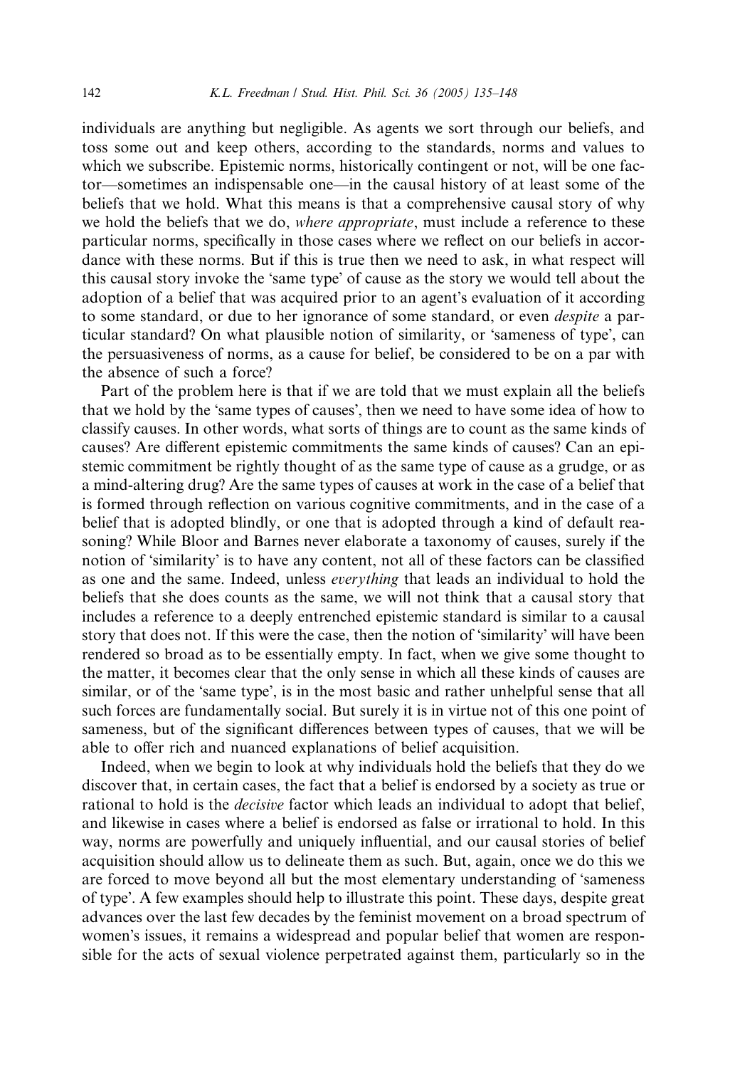individuals are anything but negligible. As agents we sort through our beliefs, and toss some out and keep others, according to the standards, norms and values to which we subscribe. Epistemic norms, historically contingent or not, will be one factor—sometimes an indispensable one—in the causal history of at least some of the beliefs that we hold. What this means is that a comprehensive causal story of why we hold the beliefs that we do, *where appropriate*, must include a reference to these particular norms, specifically in those cases where we reflect on our beliefs in accordance with these norms. But if this is true then we need to ask, in what respect will this causal story invoke the 'same type' of cause as the story we would tell about the adoption of a belief that was acquired prior to an agent's evaluation of it according to some standard, or due to her ignorance of some standard, or even *despite* a particular standard? On what plausible notion of similarity, or 'sameness of type', can the persuasiveness of norms, as a cause for belief, be considered to be on a par with the absence of such a force?

Part of the problem here is that if we are told that we must explain all the beliefs that we hold by the 'same types of causes', then we need to have some idea of how to classify causes. In other words, what sorts of things are to count as the same kinds of causes? Are different epistemic commitments the same kinds of causes? Can an epistemic commitment be rightly thought of as the same type of cause as a grudge, or as a mind-altering drug? Are the same types of causes at work in the case of a belief that is formed through reflection on various cognitive commitments, and in the case of a belief that is adopted blindly, or one that is adopted through a kind of default reasoning? While Bloor and Barnes never elaborate a taxonomy of causes, surely if the notion of 'similarity' is to have any content, not all of these factors can be classified as one and the same. Indeed, unless *everything* that leads an individual to hold the beliefs that she does counts as the same, we will not think that a causal story that includes a reference to a deeply entrenched epistemic standard is similar to a causal story that does not. If this were the case, then the notion of 'similarity' will have been rendered so broad as to be essentially empty. In fact, when we give some thought to the matter, it becomes clear that the only sense in which all these kinds of causes are similar, or of the 'same type', is in the most basic and rather unhelpful sense that all such forces are fundamentally social. But surely it is in virtue not of this one point of sameness, but of the significant differences between types of causes, that we will be able to offer rich and nuanced explanations of belief acquisition.

Indeed, when we begin to look at why individuals hold the beliefs that they do we discover that, in certain cases, the fact that a belief is endorsed by a society as true or rational to hold is the *decisive* factor which leads an individual to adopt that belief, and likewise in cases where a belief is endorsed as false or irrational to hold. In this way, norms are powerfully and uniquely influential, and our causal stories of belief acquisition should allow us to delineate them as such. But, again, once we do this we are forced to move beyond all but the most elementary understanding of 'sameness of type'. A few examples should help to illustrate this point. These days, despite great advances over the last few decades by the feminist movement on a broad spectrum of women's issues, it remains a widespread and popular belief that women are responsible for the acts of sexual violence perpetrated against them, particularly so in the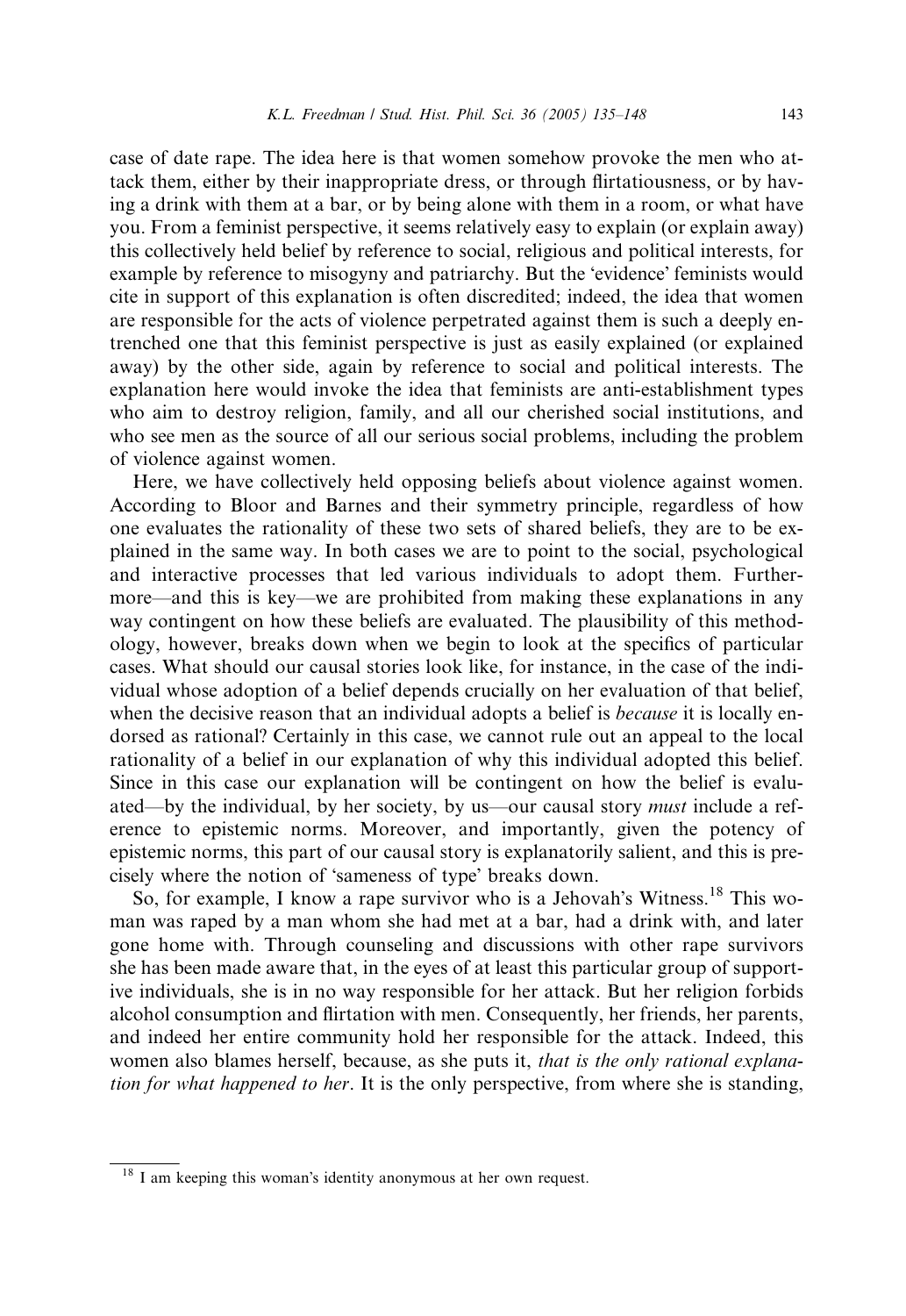case of date rape. The idea here is that women somehow provoke the men who attack them, either by their inappropriate dress, or through flirtatiousness, or by having a drink with them at a bar, or by being alone with them in a room, or what have you. From a feminist perspective, it seems relatively easy to explain (or explain away) this collectively held belief by reference to social, religious and political interests, for example by reference to misogyny and patriarchy. But the 'evidence' feminists would cite in support of this explanation is often discredited; indeed, the idea that women are responsible for the acts of violence perpetrated against them is such a deeply entrenched one that this feminist perspective is just as easily explained (or explained away) by the other side, again by reference to social and political interests. The explanation here would invoke the idea that feminists are anti-establishment types who aim to destroy religion, family, and all our cherished social institutions, and who see men as the source of all our serious social problems, including the problem of violence against women.

Here, we have collectively held opposing beliefs about violence against women. According to Bloor and Barnes and their symmetry principle, regardless of how one evaluates the rationality of these two sets of shared beliefs, they are to be explained in the same way. In both cases we are to point to the social, psychological and interactive processes that led various individuals to adopt them. Furthermore—and this is key—we are prohibited from making these explanations in any way contingent on how these beliefs are evaluated. The plausibility of this methodology, however, breaks down when we begin to look at the specifics of particular cases. What should our causal stories look like, for instance, in the case of the individual whose adoption of a belief depends crucially on her evaluation of that belief, when the decisive reason that an individual adopts a belief is *because* it is locally endorsed as rational? Certainly in this case, we cannot rule out an appeal to the local rationality of a belief in our explanation of why this individual adopted this belief. Since in this case our explanation will be contingent on how the belief is evaluated—by the individual, by her society, by us—our causal story *must* include a reference to epistemic norms. Moreover, and importantly, given the potency of epistemic norms, this part of our causal story is explanatorily salient, and this is precisely where the notion of 'sameness of type' breaks down.

So, for example, I know a rape survivor who is a Jehovah's Witness.[18] This woman was raped by a man whom she had met at a bar, had a drink with, and later gone home with. Through counseling and discussions with other rape survivors she has been made aware that, in the eyes of at least this particular group of supportive individuals, she is in no way responsible for her attack. But her religion forbids alcohol consumption and flirtation with men. Consequently, her friends, her parents, and indeed her entire community hold her responsible for the attack. Indeed, this women also blames herself, because, as she puts it, *that is the only rational explanation for what happened to her*. It is the only perspective, from where she is standing,

[18] I am keeping this woman's identity anonymous at her own request.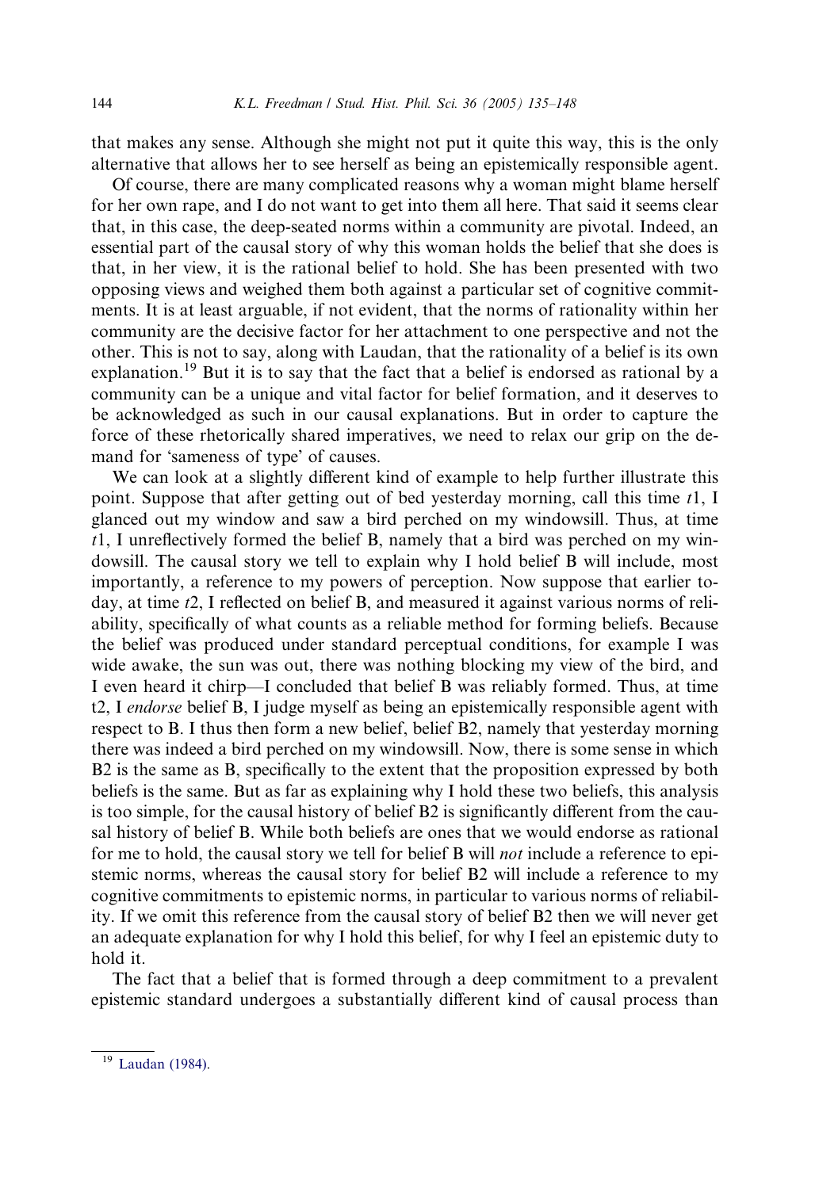that makes any sense. Although she might not put it quite this way, this is the only alternative that allows her to see herself as being an epistemically responsible agent.

Of course, there are many complicated reasons why a woman might blame herself for her own rape, and I do not want to get into them all here. That said it seems clear that, in this case, the deep-seated norms within a community are pivotal. Indeed, an essential part of the causal story of why this woman holds the belief that she does is that, in her view, it is the rational belief to hold. She has been presented with two opposing views and weighed them both against a particular set of cognitive commitments. It is at least arguable, if not evident, that the norms of rationality within her community are the decisive factor for her attachment to one perspective and not the other. This is not to say, along with Laudan, that the rationality of a belief is its own explanation.[19] But it is to say that the fact that a belief is endorsed as rational by a community can be a unique and vital factor for belief formation, and it deserves to be acknowledged as such in our causal explanations. But in order to capture the force of these rhetorically shared imperatives, we need to relax our grip on the demand for 'sameness of type' of causes.

We can look at a slightly different kind of example to help further illustrate this point. Suppose that after getting out of bed yesterday morning, call this time $t1$, I glanced out my window and saw a bird perched on my windowsill. Thus, at time $t1$, I unreflectively formed the belief B, namely that a bird was perched on my windowsill. The causal story we tell to explain why I hold belief B will include, most importantly, a reference to my powers of perception. Now suppose that earlier today, at time $t2$, I reflected on belief B, and measured it against various norms of reliability, specifically of what counts as a reliable method for forming beliefs. Because the belief was produced under standard perceptual conditions, for example I was wide awake, the sun was out, there was nothing blocking my view of the bird, and I even heard it chirp—I concluded that belief B was reliably formed. Thus, at time t2, I *endorse* belief B, I judge myself as being an epistemically responsible agent with respect to B. I thus then form a new belief, belief B2, namely that yesterday morning there was indeed a bird perched on my windowsill. Now, there is some sense in which B2 is the same as B, specifically to the extent that the proposition expressed by both beliefs is the same. But as far as explaining why I hold these two beliefs, this analysis is too simple, for the causal history of belief B2 is significantly different from the causal history of belief B. While both beliefs are ones that we would endorse as rational for me to hold, the causal story we tell for belief B will *not* include a reference to epistemic norms, whereas the causal story for belief B2 will include a reference to my cognitive commitments to epistemic norms, in particular to various norms of reliability. If we omit this reference from the causal story of belief B2 then we will never get an adequate explanation for why I hold this belief, for why I feel an epistemic duty to hold it.

The fact that a belief that is formed through a deep commitment to a prevalent epistemic standard undergoes a substantially different kind of causal process than

[19] Laudan (1984).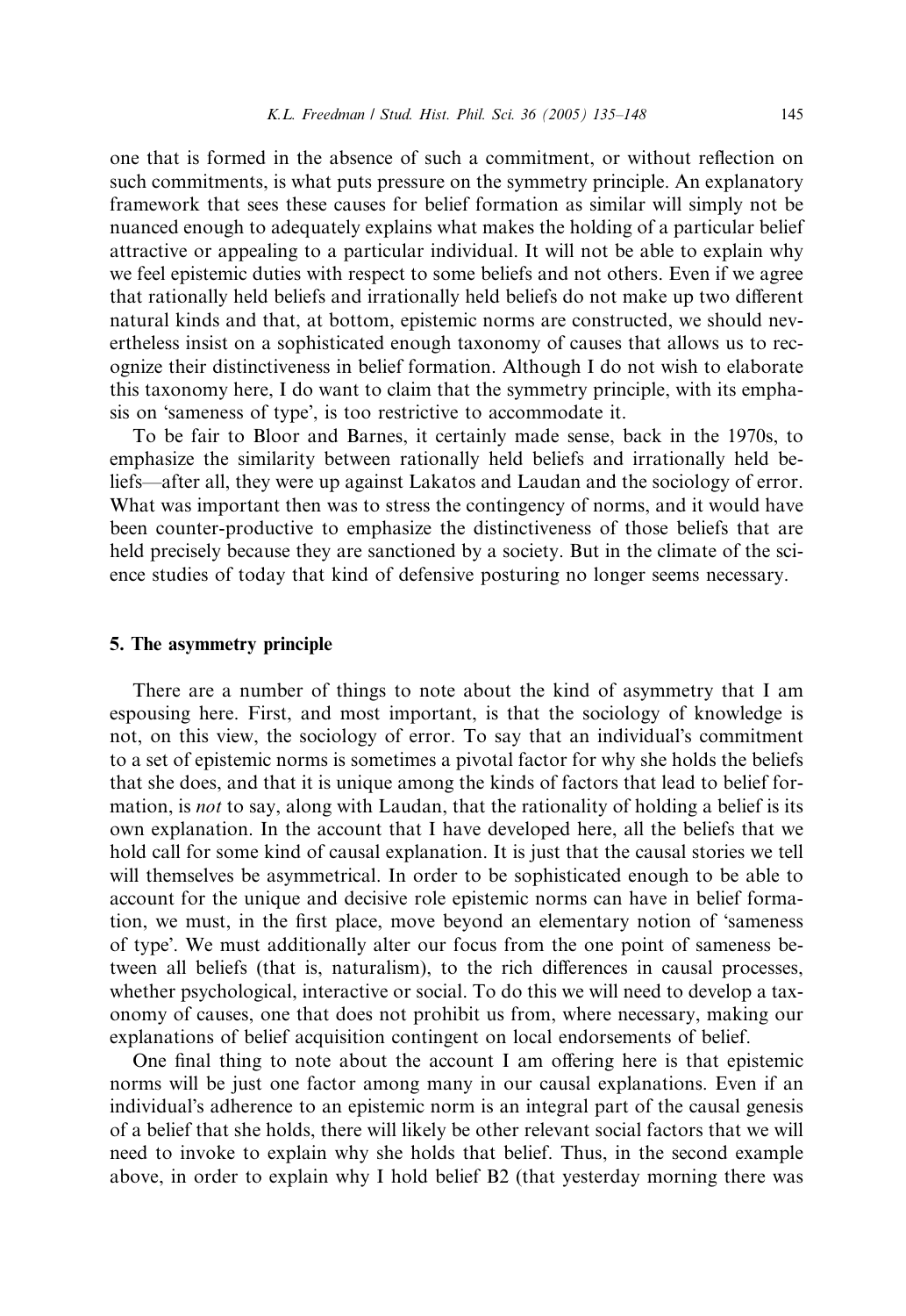one that is formed in the absence of such a commitment, or without reflection on such commitments, is what puts pressure on the symmetry principle. An explanatory framework that sees these causes for belief formation as similar will simply not be nuanced enough to adequately explains what makes the holding of a particular belief attractive or appealing to a particular individual. It will not be able to explain why we feel epistemic duties with respect to some beliefs and not others. Even if we agree that rationally held beliefs and irrationally held beliefs do not make up two different natural kinds and that, at bottom, epistemic norms are constructed, we should nevertheless insist on a sophisticated enough taxonomy of causes that allows us to recognize their distinctiveness in belief formation. Although I do not wish to elaborate this taxonomy here, I do want to claim that the symmetry principle, with its emphasis on 'sameness of type', is too restrictive to accommodate it.

To be fair to Bloor and Barnes, it certainly made sense, back in the 1970s, to emphasize the similarity between rationally held beliefs and irrationally held beliefs—after all, they were up against Lakatos and Laudan and the sociology of error. What was important then was to stress the contingency of norms, and it would have been counter-productive to emphasize the distinctiveness of those beliefs that are held precisely because they are sanctioned by a society. But in the climate of the science studies of today that kind of defensive posturing no longer seems necessary.

## 5. The asymmetry principle

There are a number of things to note about the kind of asymmetry that I am espousing here. First, and most important, is that the sociology of knowledge is not, on this view, the sociology of error. To say that an individual's commitment to a set of epistemic norms is sometimes a pivotal factor for why she holds the beliefs that she does, and that it is unique among the kinds of factors that lead to belief formation, is *not* to say, along with Laudan, that the rationality of holding a belief is its own explanation. In the account that I have developed here, all the beliefs that we hold call for some kind of causal explanation. It is just that the causal stories we tell will themselves be asymmetrical. In order to be sophisticated enough to be able to account for the unique and decisive role epistemic norms can have in belief formation, we must, in the first place, move beyond an elementary notion of 'sameness of type'. We must additionally alter our focus from the one point of sameness between all beliefs (that is, naturalism), to the rich differences in causal processes, whether psychological, interactive or social. To do this we will need to develop a taxonomy of causes, one that does not prohibit us from, where necessary, making our explanations of belief acquisition contingent on local endorsements of belief.

One final thing to note about the account I am offering here is that epistemic norms will be just one factor among many in our causal explanations. Even if an individual's adherence to an epistemic norm is an integral part of the causal genesis of a belief that she holds, there will likely be other relevant social factors that we will need to invoke to explain why she holds that belief. Thus, in the second example above, in order to explain why I hold belief B2 (that yesterday morning there was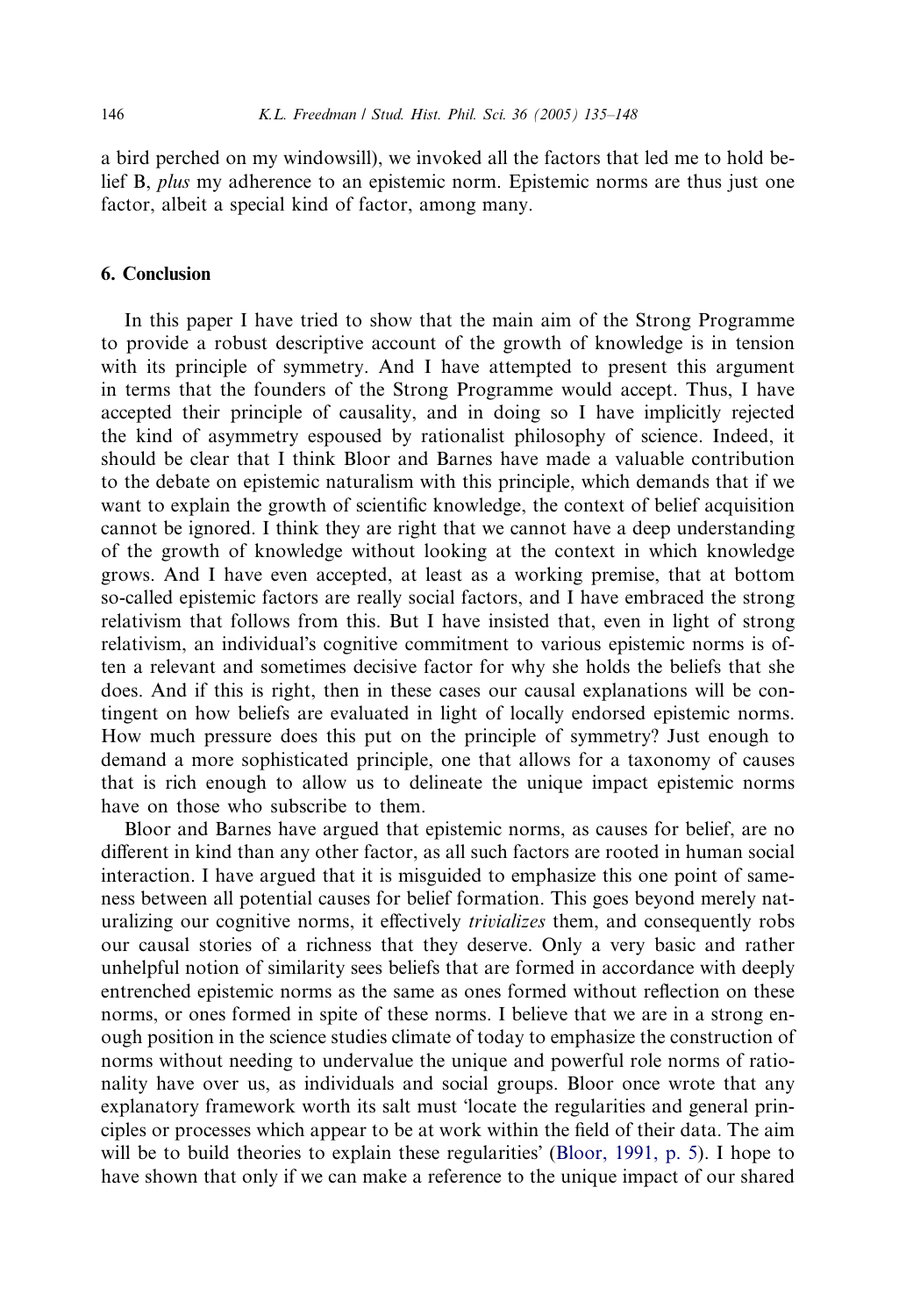a bird perched on my windowsill), we invoked all the factors that led me to hold belief B, *plus* my adherence to an epistemic norm. Epistemic norms are thus just one factor, albeit a special kind of factor, among many.

## 6. Conclusion

In this paper I have tried to show that the main aim of the Strong Programme to provide a robust descriptive account of the growth of knowledge is in tension with its principle of symmetry. And I have attempted to present this argument in terms that the founders of the Strong Programme would accept. Thus, I have accepted their principle of causality, and in doing so I have implicitly rejected the kind of asymmetry espoused by rationalist philosophy of science. Indeed, it should be clear that I think Bloor and Barnes have made a valuable contribution to the debate on epistemic naturalism with this principle, which demands that if we want to explain the growth of scientific knowledge, the context of belief acquisition cannot be ignored. I think they are right that we cannot have a deep understanding of the growth of knowledge without looking at the context in which knowledge grows. And I have even accepted, at least as a working premise, that at bottom so-called epistemic factors are really social factors, and I have embraced the strong relativism that follows from this. But I have insisted that, even in light of strong relativism, an individual's cognitive commitment to various epistemic norms is often a relevant and sometimes decisive factor for why she holds the beliefs that she does. And if this is right, then in these cases our causal explanations will be contingent on how beliefs are evaluated in light of locally endorsed epistemic norms. How much pressure does this put on the principle of symmetry? Just enough to demand a more sophisticated principle, one that allows for a taxonomy of causes that is rich enough to allow us to delineate the unique impact epistemic norms have on those who subscribe to them.

Bloor and Barnes have argued that epistemic norms, as causes for belief, are no different in kind than any other factor, as all such factors are rooted in human social interaction. I have argued that it is misguided to emphasize this one point of sameness between all potential causes for belief formation. This goes beyond merely naturalizing our cognitive norms, it effectively *trivializes* them, and consequently robs our causal stories of a richness that they deserve. Only a very basic and rather unhelpful notion of similarity sees beliefs that are formed in accordance with deeply entrenched epistemic norms as the same as ones formed without reflection on these norms, or ones formed in spite of these norms. I believe that we are in a strong enough position in the science studies climate of today to emphasize the construction of norms without needing to undervalue the unique and powerful role norms of rationality have over us, as individuals and social groups. Bloor once wrote that any explanatory framework worth its salt must 'locate the regularities and general principles or processes which appear to be at work within the field of their data. The aim will be to build theories to explain these regularities' (Bloor, 1991, p. 5). I hope to have shown that only if we can make a reference to the unique impact of our shared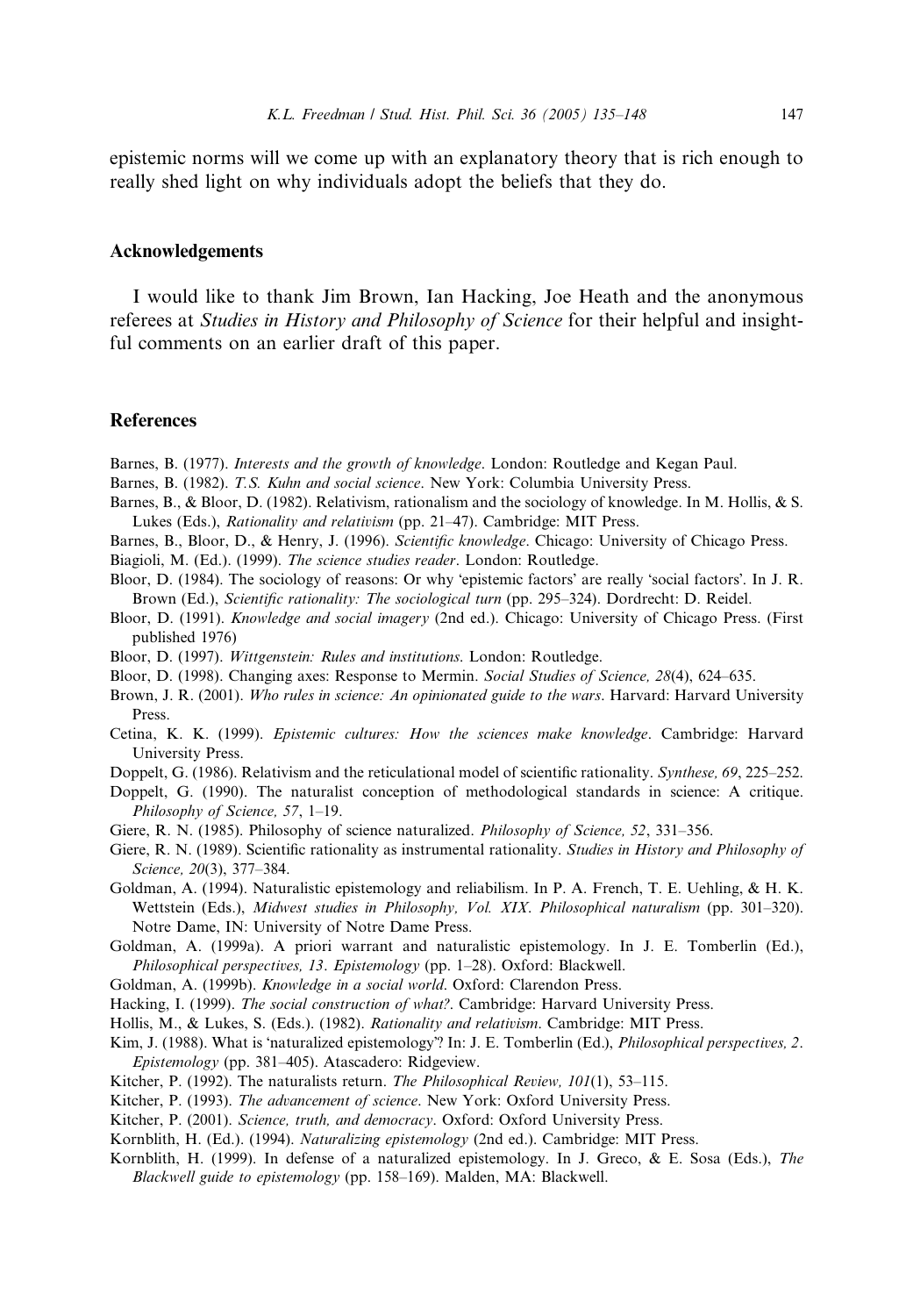epistemic norms will we come up with an explanatory theory that is rich enough to really shed light on why individuals adopt the beliefs that they do.

## Acknowledgements

I would like to thank Jim Brown, Ian Hacking, Joe Heath and the anonymous referees at *Studies in History and Philosophy of Science* for their helpful and insightful comments on an earlier draft of this paper.

## References

Barnes, B. (1977). *Interests and the growth of knowledge*. London: Routledge and Kegan Paul.

Barnes, B. (1982). *T.S. Kuhn and social science*. New York: Columbia University Press.

Barnes, B., & Bloor, D. (1982). Relativism, rationalism and the sociology of knowledge. In M. Hollis, & S. Lukes (Eds.), *Rationality and relativism* (pp. 21–47). Cambridge: MIT Press.

Barnes, B., Bloor, D., & Henry, J. (1996). *Scientific knowledge*. Chicago: University of Chicago Press.

Biagioli, M. (Ed.). (1999). *The science studies reader*. London: Routledge.

Bloor, D. (1984). The sociology of reasons: Or why 'epistemic factors' are really 'social factors'. In J. R. Brown (Ed.), *Scientific rationality: The sociological turn* (pp. 295–324). Dordrecht: D. Reidel.

Bloor, D. (1991). *Knowledge and social imagery* (2nd ed.). Chicago: University of Chicago Press. (First published 1976)

Bloor, D. (1997). *Wittgenstein: Rules and institutions*. London: Routledge.

Bloor, D. (1998). Changing axes: Response to Mermin. *Social Studies of Science, 28*(4), 624–635.

Brown, J. R. (2001). *Who rules in science: An opinionated guide to the wars*. Harvard: Harvard University Press.

Cetina, K. K. (1999). *Epistemic cultures: How the sciences make knowledge*. Cambridge: Harvard University Press.

Doppelt, G. (1986). Relativism and the reticulational model of scientific rationality. *Synthese, 69*, 225–252.

Doppelt, G. (1990). The naturalist conception of methodological standards in science: A critique. *Philosophy of Science, 57*, 1–19.

Giere, R. N. (1985). Philosophy of science naturalized. *Philosophy of Science, 52*, 331–356.

Giere, R. N. (1989). Scientific rationality as instrumental rationality. *Studies in History and Philosophy of Science, 20*(3), 377–384.

Goldman, A. (1994). Naturalistic epistemology and reliabilism. In P. A. French, T. E. Uehling, & H. K. Wettstein (Eds.), *Midwest studies in Philosophy, Vol. XIX. Philosophical naturalism* (pp. 301–320). Notre Dame, IN: University of Notre Dame Press.

Goldman, A. (1999a). A priori warrant and naturalistic epistemology. In J. E. Tomberlin (Ed.), *Philosophical perspectives, 13. Epistemology* (pp. 1–28). Oxford: Blackwell.

Goldman, A. (1999b). *Knowledge in a social world*. Oxford: Clarendon Press.

Hacking, I. (1999). *The social construction of what?*. Cambridge: Harvard University Press.

Hollis, M., & Lukes, S. (Eds.). (1982). *Rationality and relativism*. Cambridge: MIT Press.

Kim, J. (1988). What is 'naturalized epistemology'? In: J. E. Tomberlin (Ed.), *Philosophical perspectives, 2. Epistemology* (pp. 381–405). Atascadero: Ridgeview.

Kitcher, P. (1992). The naturalists return. *The Philosophical Review, 101*(1), 53–115.

Kitcher, P. (1993). *The advancement of science*. New York: Oxford University Press.

Kitcher, P. (2001). *Science, truth, and democracy*. Oxford: Oxford University Press.

Kornblith, H. (Ed.). (1994). *Naturalizing epistemology* (2nd ed.). Cambridge: MIT Press.

Kornblith, H. (1999). In defense of a naturalized epistemology. In J. Greco, & E. Sosa (Eds.), *The Blackwell guide to epistemology* (pp. 158–169). Malden, MA: Blackwell.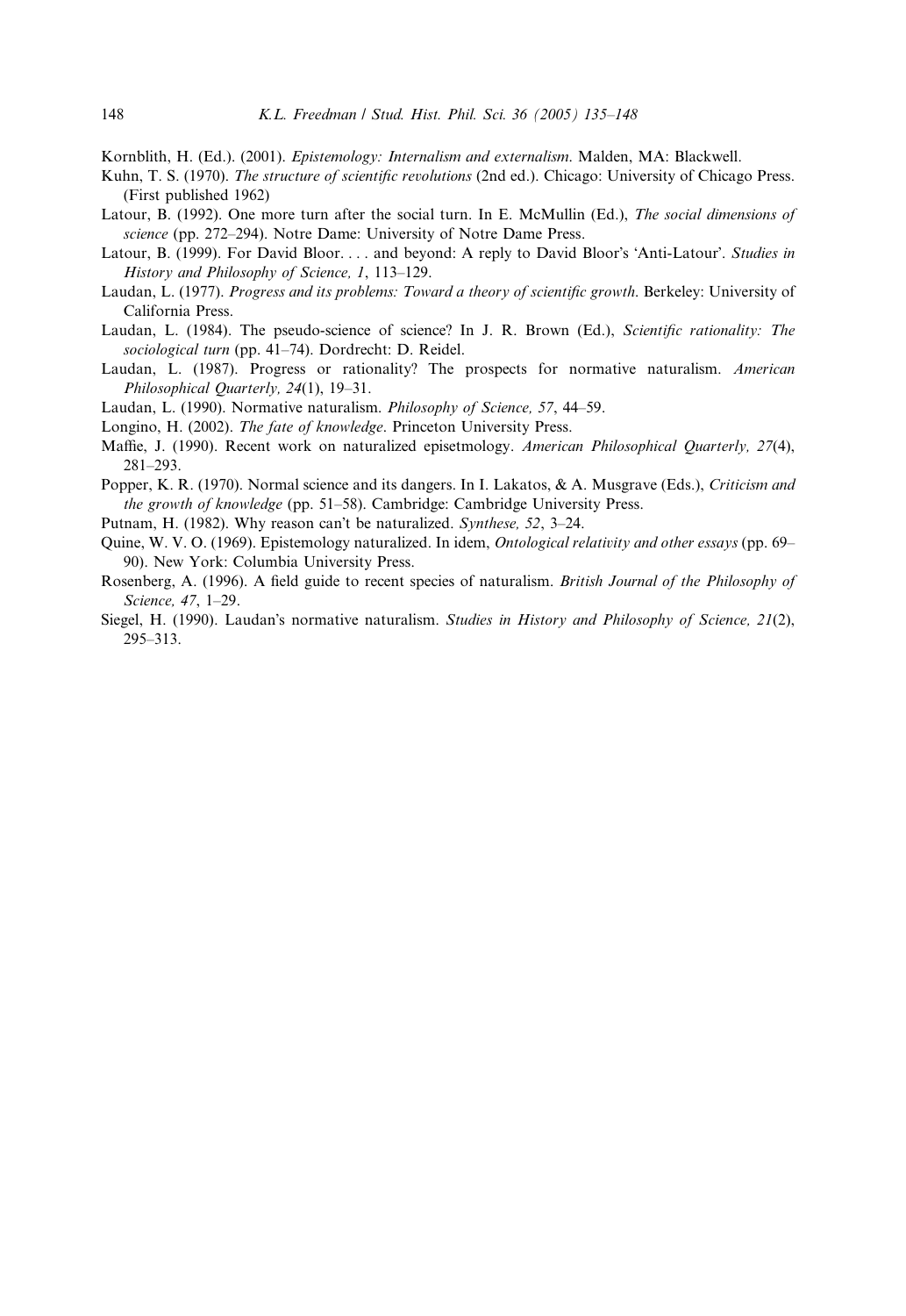Kornblith, H. (Ed.). (2001). *Epistemology: Internalism and externalism*. Malden, MA: Blackwell.

Kuhn, T. S. (1970). *The structure of scientific revolutions* (2nd ed.). Chicago: University of Chicago Press. (First published 1962)

Latour, B. (1992). One more turn after the social turn. In E. McMullin (Ed.), *The social dimensions of science* (pp. 272–294). Notre Dame: University of Notre Dame Press.

Latour, B. (1999). For David Bloor. . . . and beyond: A reply to David Bloor's 'Anti-Latour'. *Studies in History and Philosophy of Science, 1*, 113–129.

Laudan, L. (1977). *Progress and its problems: Toward a theory of scientific growth*. Berkeley: University of California Press.

Laudan, L. (1984). The pseudo-science of science? In J. R. Brown (Ed.), *Scientific rationality: The sociological turn* (pp. 41–74). Dordrecht: D. Reidel.

Laudan, L. (1987). Progress or rationality? The prospects for normative naturalism. *American Philosophical Quarterly, 24*(1), 19–31.

Laudan, L. (1990). Normative naturalism. *Philosophy of Science, 57*, 44–59.

Longino, H. (2002). *The fate of knowledge*. Princeton University Press.

Maffie, J. (1990). Recent work on naturalized episetmology. *American Philosophical Quarterly, 27*(4), 281–293.

Popper, K. R. (1970). Normal science and its dangers. In I. Lakatos, & A. Musgrave (Eds.), *Criticism and the growth of knowledge* (pp. 51–58). Cambridge: Cambridge University Press.

Putnam, H. (1982). Why reason can't be naturalized. *Synthese, 52*, 3–24.

Quine, W. V. O. (1969). Epistemology naturalized. In idem, *Ontological relativity and other essays* (pp. 69–90). New York: Columbia University Press.

Rosenberg, A. (1996). A field guide to recent species of naturalism. *British Journal of the Philosophy of Science, 47*, 1–29.

Siegel, H. (1990). Laudan's normative naturalism. *Studies in History and Philosophy of Science, 21*(2), 295–313.